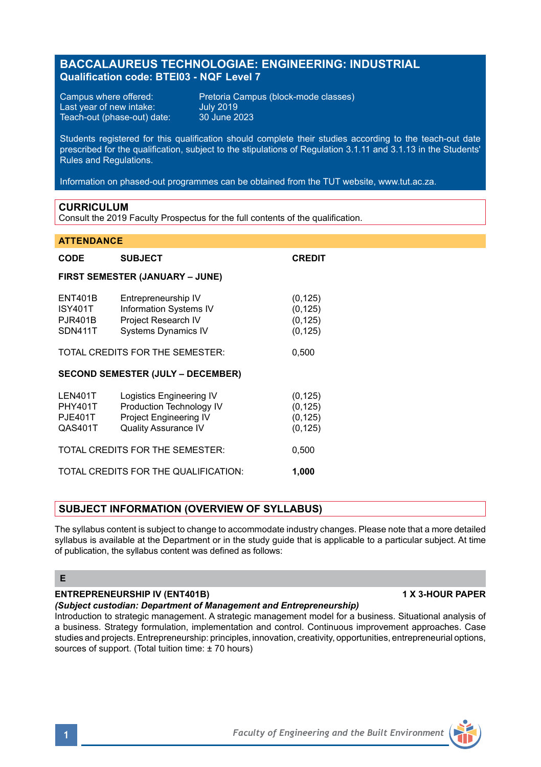# BACCALAUREUS TECHNOLOGIAE: ENGINEERING: INDUSTRIAL
**Qualification code: BTEI03 - NQF Level 7**

Campus where offered: Pretoria Campus (block-mode classes)
Last year of new intake: July 2019
Teach-out (phase-out) date: 30 June 2023

Students registered for this qualification should complete their studies according to the teach-out date prescribed for the qualification, subject to the stipulations of Regulation 3.1.11 and 3.1.13 in the Students' Rules and Regulations.

Information on phased-out programmes can be obtained from the TUT website, www.tut.ac.za.

## CURRICULUM
Consult the 2019 Faculty Prospectus for the full contents of the qualification.

## ATTENDANCE

| CODE | SUBJECT | CREDIT |
|---|---|---|
| **FIRST SEMESTER (JANUARY – JUNE)** | | |
| ENT401B | Entrepreneurship IV | (0,125) |
| ISY401T | Information Systems IV | (0,125) |
| PJR401B | Project Research IV | (0,125) |
| SDN411T | Systems Dynamics IV | (0,125) |
| TOTAL CREDITS FOR THE SEMESTER: | | 0,500 |
| **SECOND SEMESTER (JULY – DECEMBER)** | | |
| LEN401T | Logistics Engineering IV | (0,125) |
| PHY401T | Production Technology IV | (0,125) |
| PJE401T | Project Engineering IV | (0,125) |
| QAS401T | Quality Assurance IV | (0,125) |
| TOTAL CREDITS FOR THE SEMESTER: | | 0,500 |
| TOTAL CREDITS FOR THE QUALIFICATION: | | **1,000** |

## SUBJECT INFORMATION (OVERVIEW OF SYLLABUS)

The syllabus content is subject to change to accommodate industry changes. Please note that a more detailed syllabus is available at the Department or in the study guide that is applicable to a particular subject. At time of publication, the syllabus content was defined as follows:

### E

**ENTREPRENEURSHIP IV (ENT401B)** **1 X 3-HOUR PAPER**
***(Subject custodian: Department of Management and Entrepreneurship)***
Introduction to strategic management. A strategic management model for a business. Situational analysis of a business. Strategy formulation, implementation and control. Continuous improvement approaches. Case studies and projects. Entrepreneurship: principles, innovation, creativity, opportunities, entrepreneurial options, sources of support. (Total tuition time: ± 70 hours)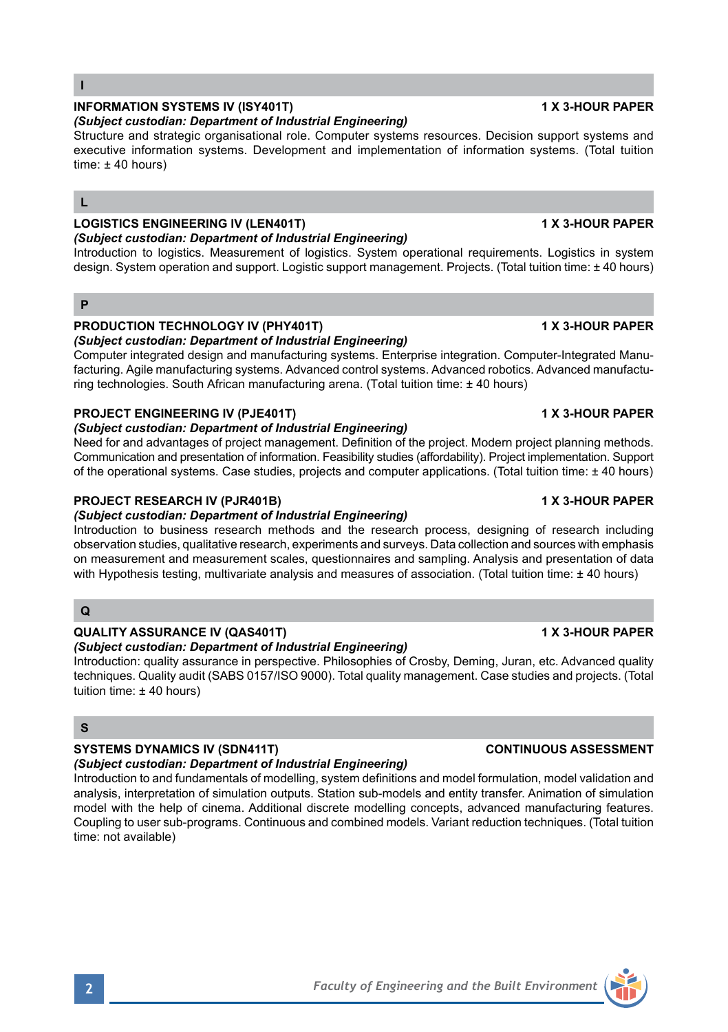## I

### INFORMATION SYSTEMS IV (ISY401T) — 1 X 3-HOUR PAPER

*(Subject custodian: Department of Industrial Engineering)*

Structure and strategic organisational role. Computer systems resources. Decision support systems and executive information systems. Development and implementation of information systems. (Total tuition time: ± 40 hours)

## L

### LOGISTICS ENGINEERING IV (LEN401T) — 1 X 3-HOUR PAPER

*(Subject custodian: Department of Industrial Engineering)*

Introduction to logistics. Measurement of logistics. System operational requirements. Logistics in system design. System operation and support. Logistic support management. Projects. (Total tuition time: ± 40 hours)

## P

### PRODUCTION TECHNOLOGY IV (PHY401T) — 1 X 3-HOUR PAPER

*(Subject custodian: Department of Industrial Engineering)*

Computer integrated design and manufacturing systems. Enterprise integration. Computer-Integrated Manufacturing. Agile manufacturing systems. Advanced control systems. Advanced robotics. Advanced manufacturing technologies. South African manufacturing arena. (Total tuition time: ± 40 hours)

### PROJECT ENGINEERING IV (PJE401T) — 1 X 3-HOUR PAPER

*(Subject custodian: Department of Industrial Engineering)*

Need for and advantages of project management. Definition of the project. Modern project planning methods. Communication and presentation of information. Feasibility studies (affordability). Project implementation. Support of the operational systems. Case studies, projects and computer applications. (Total tuition time: ± 40 hours)

### PROJECT RESEARCH IV (PJR401B) — 1 X 3-HOUR PAPER

*(Subject custodian: Department of Industrial Engineering)*

Introduction to business research methods and the research process, designing of research including observation studies, qualitative research, experiments and surveys. Data collection and sources with emphasis on measurement and measurement scales, questionnaires and sampling. Analysis and presentation of data with Hypothesis testing, multivariate analysis and measures of association. (Total tuition time: ± 40 hours)

## Q

### QUALITY ASSURANCE IV (QAS401T) — 1 X 3-HOUR PAPER

*(Subject custodian: Department of Industrial Engineering)*

Introduction: quality assurance in perspective. Philosophies of Crosby, Deming, Juran, etc. Advanced quality techniques. Quality audit (SABS 0157/ISO 9000). Total quality management. Case studies and projects. (Total tuition time: ± 40 hours)

## S

### SYSTEMS DYNAMICS IV (SDN411T) — CONTINUOUS ASSESSMENT

*(Subject custodian: Department of Industrial Engineering)*

Introduction to and fundamentals of modelling, system definitions and model formulation, model validation and analysis, interpretation of simulation outputs. Station sub-models and entity transfer. Animation of simulation model with the help of cinema. Additional discrete modelling concepts, advanced manufacturing features. Coupling to user sub-programs. Continuous and combined models. Variant reduction techniques. (Total tuition time: not available)